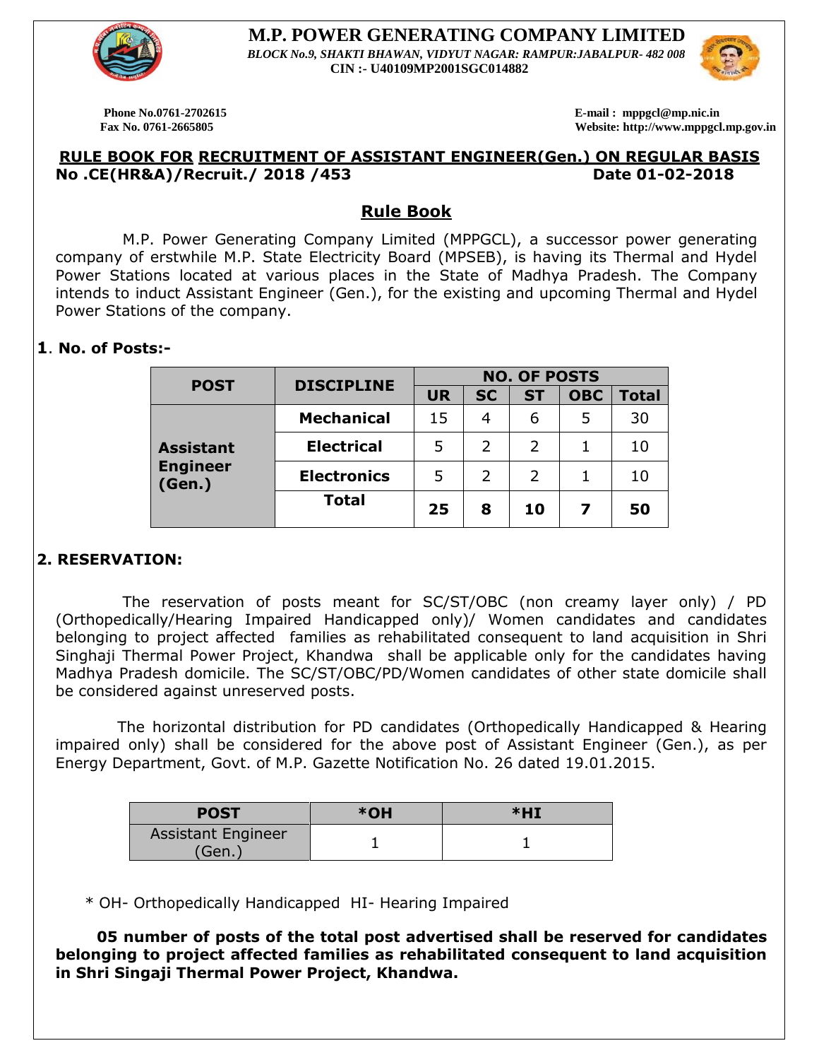# M.P. POWER GENERATING COMPANY LIMITED

*BLOCK No.9, SHAKTI BHAWAN, VIDYUT NAGAR: RAMPUR:JABALPUR- 482 008*

**CIN :- U40109MP2001SGC014882**

**Phone No.0761-2702615**
**Fax No. 0761-2665805**

**E-mail : mppgcl@mp.nic.in**
**Website: http://www.mppgcl.mp.gov.in**

**RULE BOOK FOR RECRUITMENT OF ASSISTANT ENGINEER(Gen.) ON REGULAR BASIS**

**No .CE(HR&A)/Recruit./ 2018 /453** **Date 01-02-2018**

## Rule Book

M.P. Power Generating Company Limited (MPPGCL), a successor power generating company of erstwhile M.P. State Electricity Board (MPSEB), is having its Thermal and Hydel Power Stations located at various places in the State of Madhya Pradesh. The Company intends to induct Assistant Engineer (Gen.), for the existing and upcoming Thermal and Hydel Power Stations of the company.

### 1. No. of Posts:-

| POST | DISCIPLINE | NO. OF POSTS | | | | |
|---|---|---|---|---|---|---|
| | | UR | SC | ST | OBC | Total |
| Assistant Engineer (Gen.) | Mechanical | 15 | 4 | 6 | 5 | 30 |
| | Electrical | 5 | 2 | 2 | 1 | 10 |
| | Electronics | 5 | 2 | 2 | 1 | 10 |
| | Total | **25** | **8** | **10** | **7** | **50** |

### 2. RESERVATION:

The reservation of posts meant for SC/ST/OBC (non creamy layer only) / PD (Orthopedically/Hearing Impaired Handicapped only)/ Women candidates and candidates belonging to project affected families as rehabilitated consequent to land acquisition in Shri Singhaji Thermal Power Project, Khandwa shall be applicable only for the candidates having Madhya Pradesh domicile. The SC/ST/OBC/PD/Women candidates of other state domicile shall be considered against unreserved posts.

The horizontal distribution for PD candidates (Orthopedically Handicapped & Hearing impaired only) shall be considered for the above post of Assistant Engineer (Gen.), as per Energy Department, Govt. of M.P. Gazette Notification No. 26 dated 19.01.2015.

| POST | *OH | *HI |
|---|---|---|
| Assistant Engineer (Gen.) | 1 | 1 |

* OH- Orthopedically Handicapped HI- Hearing Impaired

**05 number of posts of the total post advertised shall be reserved for candidates belonging to project affected families as rehabilitated consequent to land acquisition in Shri Singaji Thermal Power Project, Khandwa.**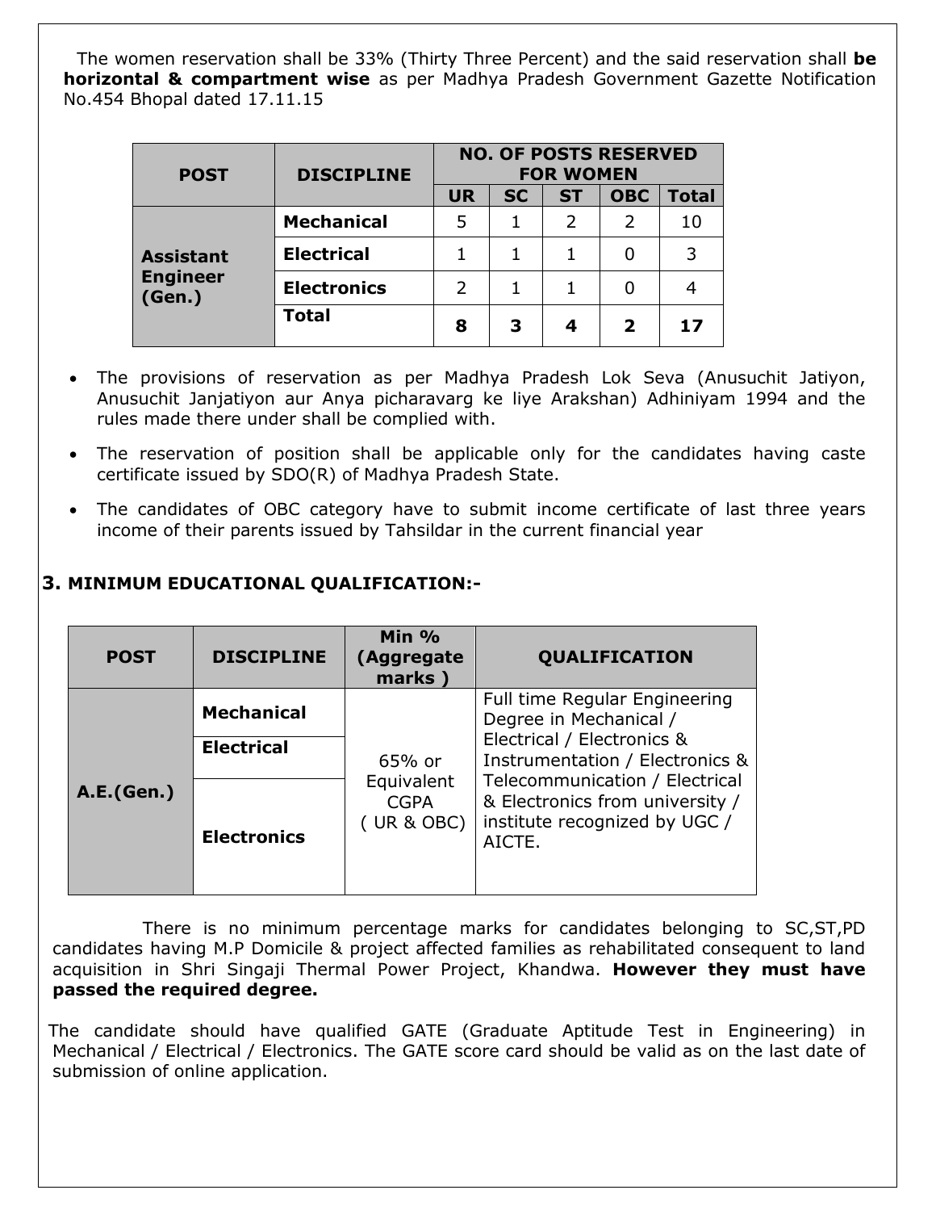The women reservation shall be 33% (Thirty Three Percent) and the said reservation shall **be horizontal & compartment wise** as per Madhya Pradesh Government Gazette Notification No.454 Bhopal dated 17.11.15

| POST | DISCIPLINE | NO. OF POSTS RESERVED FOR WOMEN | | | | |
|---|---|---|---|---|---|---|
| | | UR | SC | ST | OBC | Total |
| Assistant Engineer (Gen.) | Mechanical | 5 | 1 | 2 | 2 | 10 |
| | Electrical | 1 | 1 | 1 | 0 | 3 |
| | Electronics | 2 | 1 | 1 | 0 | 4 |
| | **Total** | **8** | **3** | **4** | **2** | **17** |

- The provisions of reservation as per Madhya Pradesh Lok Seva (Anusuchit Jatiyon, Anusuchit Janjatiyon aur Anya picharavarg ke liye Arakshan) Adhiniyam 1994 and the rules made there under shall be complied with.
- The reservation of position shall be applicable only for the candidates having caste certificate issued by SDO(R) of Madhya Pradesh State.
- The candidates of OBC category have to submit income certificate of last three years income of their parents issued by Tahsildar in the current financial year

## 3. MINIMUM EDUCATIONAL QUALIFICATION:-

| POST | DISCIPLINE | Min % (Aggregate marks ) | QUALIFICATION |
|---|---|---|---|
| A.E.(Gen.) | Mechanical | 65% or Equivalent CGPA ( UR & OBC) | Full time Regular Engineering Degree in Mechanical / Electrical / Electronics & Instrumentation / Electronics & Telecommunication / Electrical & Electronics from university / institute recognized by UGC / AICTE. |
| | Electrical | | |
| | Electronics | | |

There is no minimum percentage marks for candidates belonging to SC,ST,PD candidates having M.P Domicile & project affected families as rehabilitated consequent to land acquisition in Shri Singaji Thermal Power Project, Khandwa. **However they must have passed the required degree.**

The candidate should have qualified GATE (Graduate Aptitude Test in Engineering) in Mechanical / Electrical / Electronics. The GATE score card should be valid as on the last date of submission of online application.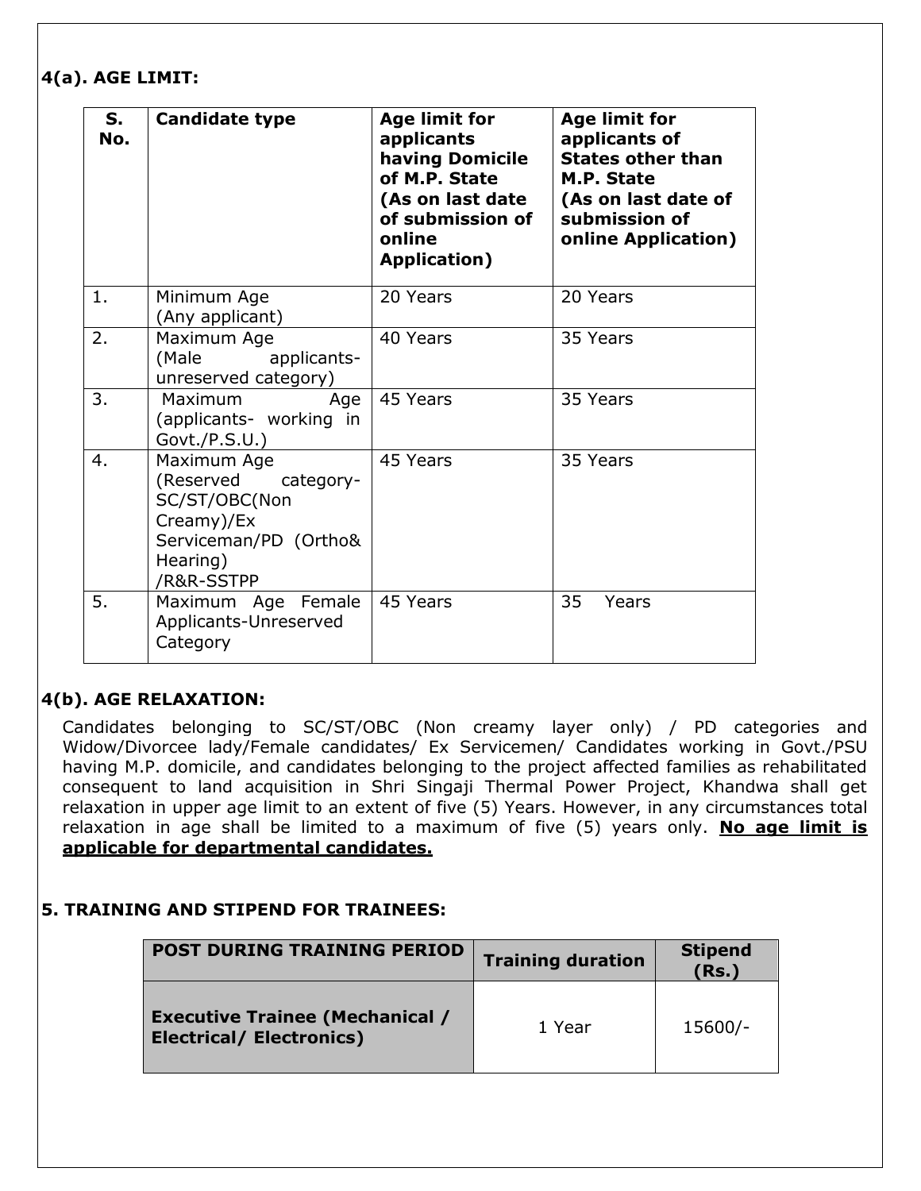### 4(a). AGE LIMIT:

| S. No. | Candidate type | Age limit for applicants having Domicile of M.P. State (As on last date of submission of online Application) | Age limit for applicants of States other than M.P. State (As on last date of submission of online Application) |
|---|---|---|---|
| 1. | Minimum Age (Any applicant) | 20 Years | 20 Years |
| 2. | Maximum Age (Male applicants- unreserved category) | 40 Years | 35 Years |
| 3. | Maximum Age (applicants- working in Govt./P.S.U.) | 45 Years | 35 Years |
| 4. | Maximum Age (Reserved category- SC/ST/OBC(Non Creamy)/Ex Serviceman/PD (Ortho& Hearing) /R&R-SSTPP | 45 Years | 35 Years |
| 5. | Maximum Age Female Applicants-Unreserved Category | 45 Years | 35 Years |

### 4(b). AGE RELAXATION:

Candidates belonging to SC/ST/OBC (Non creamy layer only) / PD categories and Widow/Divorcee lady/Female candidates/ Ex Servicemen/ Candidates working in Govt./PSU having M.P. domicile, and candidates belonging to the project affected families as rehabilitated consequent to land acquisition in Shri Singaji Thermal Power Project, Khandwa shall get relaxation in upper age limit to an extent of five (5) Years. However, in any circumstances total relaxation in age shall be limited to a maximum of five (5) years only. **No age limit is applicable for departmental candidates.**

### 5. TRAINING AND STIPEND FOR TRAINEES:

| POST DURING TRAINING PERIOD | Training duration | Stipend (Rs.) |
|---|---|---|
| **Executive Trainee (Mechanical / Electrical/ Electronics)** | 1 Year | 15600/- |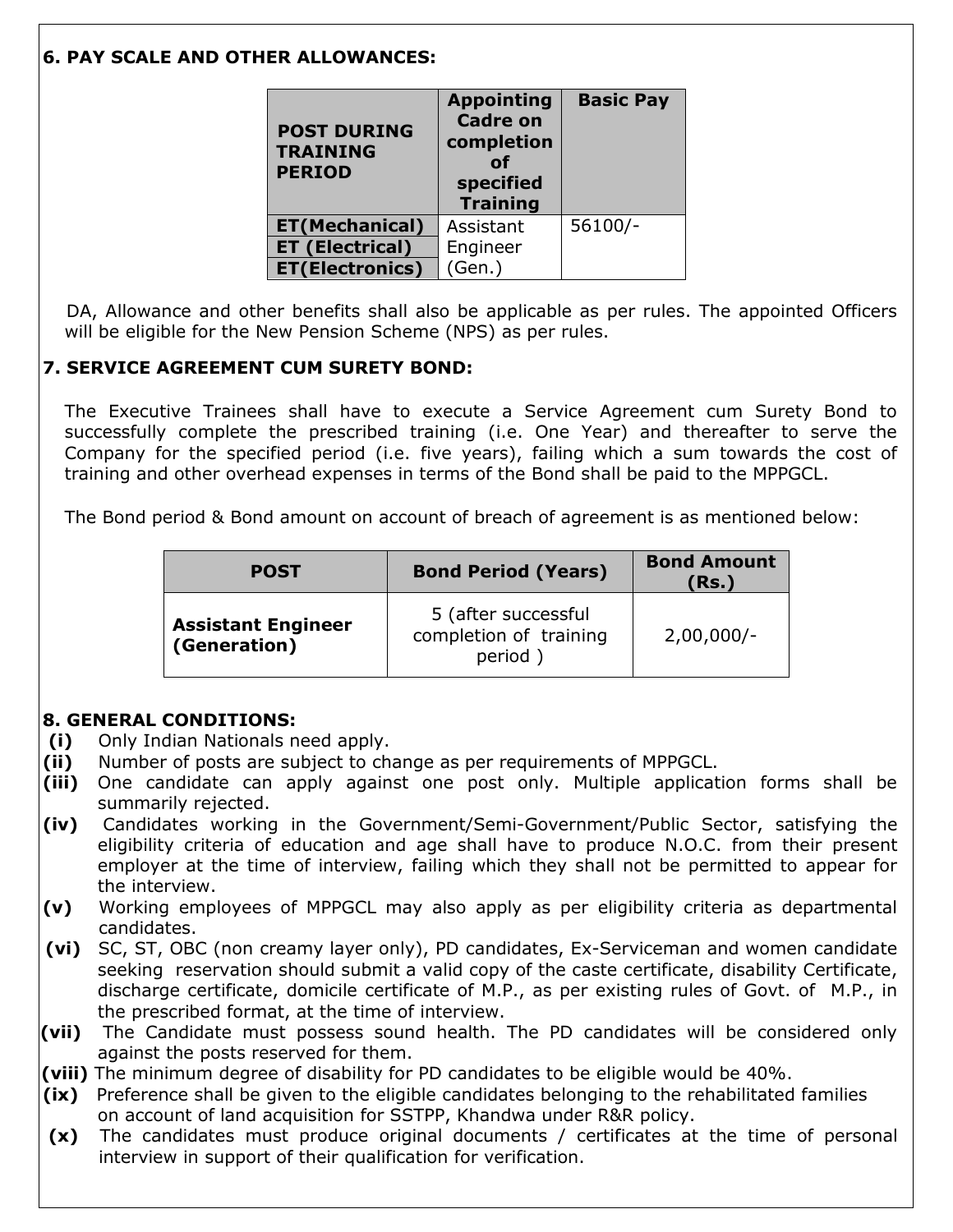## 6. PAY SCALE AND OTHER ALLOWANCES:

| POST DURING TRAINING PERIOD | Appointing Cadre on completion of specified Training | Basic Pay |
|---|---|---|
| ET(Mechanical) | Assistant Engineer (Gen.) | 56100/- |
| ET (Electrical) | | |
| ET(Electronics) | | |

DA, Allowance and other benefits shall also be applicable as per rules. The appointed Officers will be eligible for the New Pension Scheme (NPS) as per rules.

## 7. SERVICE AGREEMENT CUM SURETY BOND:

The Executive Trainees shall have to execute a Service Agreement cum Surety Bond to successfully complete the prescribed training (i.e. One Year) and thereafter to serve the Company for the specified period (i.e. five years), failing which a sum towards the cost of training and other overhead expenses in terms of the Bond shall be paid to the MPPGCL.

The Bond period & Bond amount on account of breach of agreement is as mentioned below:

| POST | Bond Period (Years) | Bond Amount (Rs.) |
|---|---|---|
| **Assistant Engineer (Generation)** | 5 (after successful completion of training period ) | 2,00,000/- |

## 8. GENERAL CONDITIONS:

**(i)** Only Indian Nationals need apply.

**(ii)** Number of posts are subject to change as per requirements of MPPGCL.

**(iii)** One candidate can apply against one post only. Multiple application forms shall be summarily rejected.

**(iv)** Candidates working in the Government/Semi-Government/Public Sector, satisfying the eligibility criteria of education and age shall have to produce N.O.C. from their present employer at the time of interview, failing which they shall not be permitted to appear for the interview.

**(v)** Working employees of MPPGCL may also apply as per eligibility criteria as departmental candidates.

**(vi)** SC, ST, OBC (non creamy layer only), PD candidates, Ex-Serviceman and women candidate seeking reservation should submit a valid copy of the caste certificate, disability Certificate, discharge certificate, domicile certificate of M.P., as per existing rules of Govt. of M.P., in the prescribed format, at the time of interview.

**(vii)** The Candidate must possess sound health. The PD candidates will be considered only against the posts reserved for them.

**(viii)** The minimum degree of disability for PD candidates to be eligible would be 40%.

**(ix)** Preference shall be given to the eligible candidates belonging to the rehabilitated families on account of land acquisition for SSTPP, Khandwa under R&R policy.

**(x)** The candidates must produce original documents / certificates at the time of personal interview in support of their qualification for verification.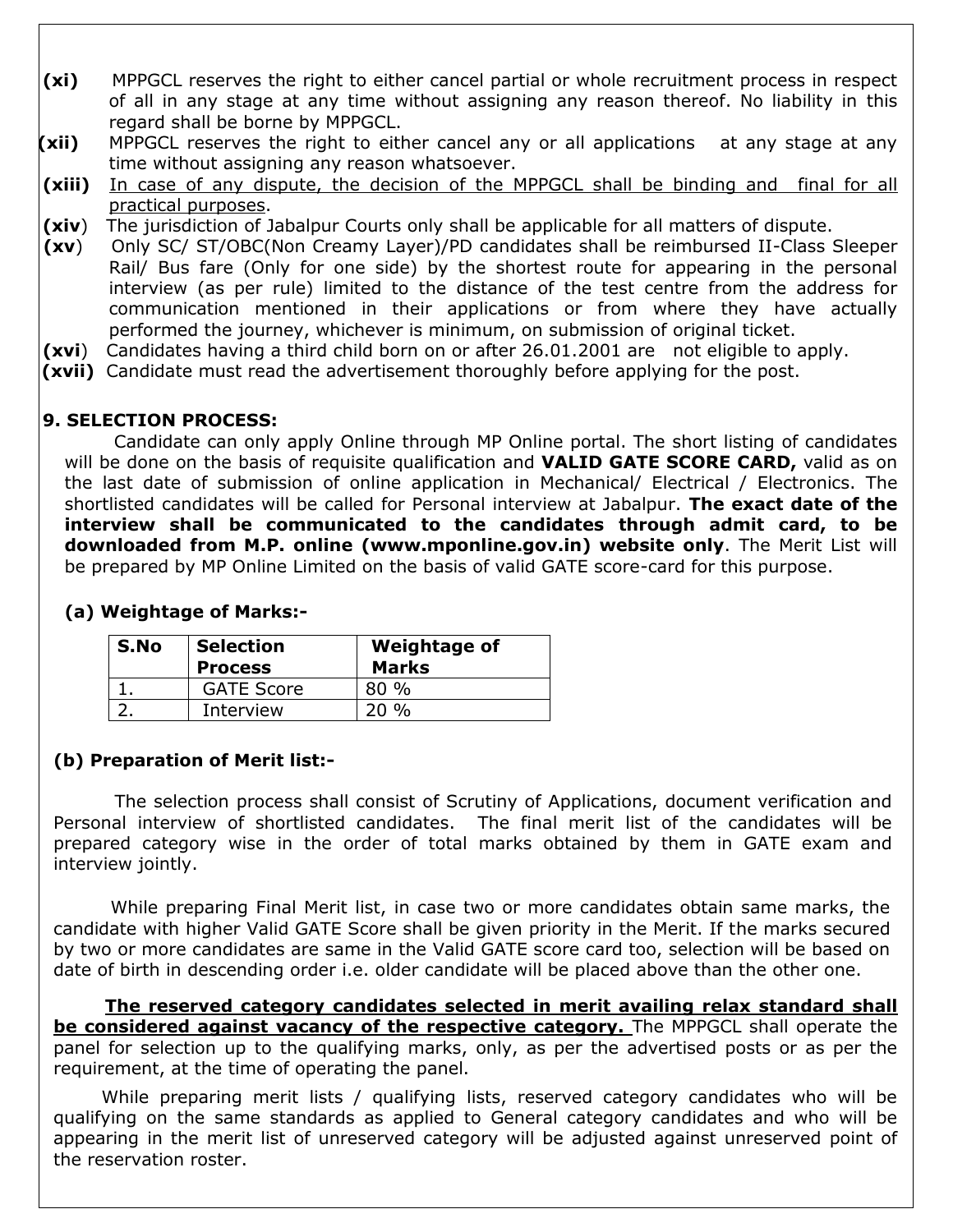**(xi)** MPPGCL reserves the right to either cancel partial or whole recruitment process in respect of all in any stage at any time without assigning any reason thereof. No liability in this regard shall be borne by MPPGCL.

**(xii)** MPPGCL reserves the right to either cancel any or all applications at any stage at any time without assigning any reason whatsoever.

**(xiii)** <u>In case of any dispute, the decision of the MPPGCL shall be binding and final for all practical purposes</u>.

**(xiv)** The jurisdiction of Jabalpur Courts only shall be applicable for all matters of dispute.

**(xv)** Only SC/ ST/OBC(Non Creamy Layer)/PD candidates shall be reimbursed II-Class Sleeper Rail/ Bus fare (Only for one side) by the shortest route for appearing in the personal interview (as per rule) limited to the distance of the test centre from the address for communication mentioned in their applications or from where they have actually performed the journey, whichever is minimum, on submission of original ticket.

**(xvi)** Candidates having a third child born on or after 26.01.2001 are not eligible to apply.

**(xvii)** Candidate must read the advertisement thoroughly before applying for the post.

## 9. SELECTION PROCESS:

Candidate can only apply Online through MP Online portal. The short listing of candidates will be done on the basis of requisite qualification and **VALID GATE SCORE CARD,** valid as on the last date of submission of online application in Mechanical/ Electrical / Electronics. The shortlisted candidates will be called for Personal interview at Jabalpur. **The exact date of the interview shall be communicated to the candidates through admit card, to be downloaded from M.P. online (www.mponline.gov.in) website only**. The Merit List will be prepared by MP Online Limited on the basis of valid GATE score-card for this purpose.

### (a) Weightage of Marks:-

| S.No | Selection Process | Weightage of Marks |
|---|---|---|
| 1. | GATE Score | 80 % |
| 2. | Interview | 20 % |

### (b) Preparation of Merit list:-

The selection process shall consist of Scrutiny of Applications, document verification and Personal interview of shortlisted candidates. The final merit list of the candidates will be prepared category wise in the order of total marks obtained by them in GATE exam and interview jointly.

While preparing Final Merit list, in case two or more candidates obtain same marks, the candidate with higher Valid GATE Score shall be given priority in the Merit. If the marks secured by two or more candidates are same in the Valid GATE score card too, selection will be based on date of birth in descending order i.e. older candidate will be placed above than the other one.

<u>**The reserved category candidates selected in merit availing relax standard shall be considered against vacancy of the respective category.**</u> The MPPGCL shall operate the panel for selection up to the qualifying marks, only, as per the advertised posts or as per the requirement, at the time of operating the panel.

While preparing merit lists / qualifying lists, reserved category candidates who will be qualifying on the same standards as applied to General category candidates and who will be appearing in the merit list of unreserved category will be adjusted against unreserved point of the reservation roster.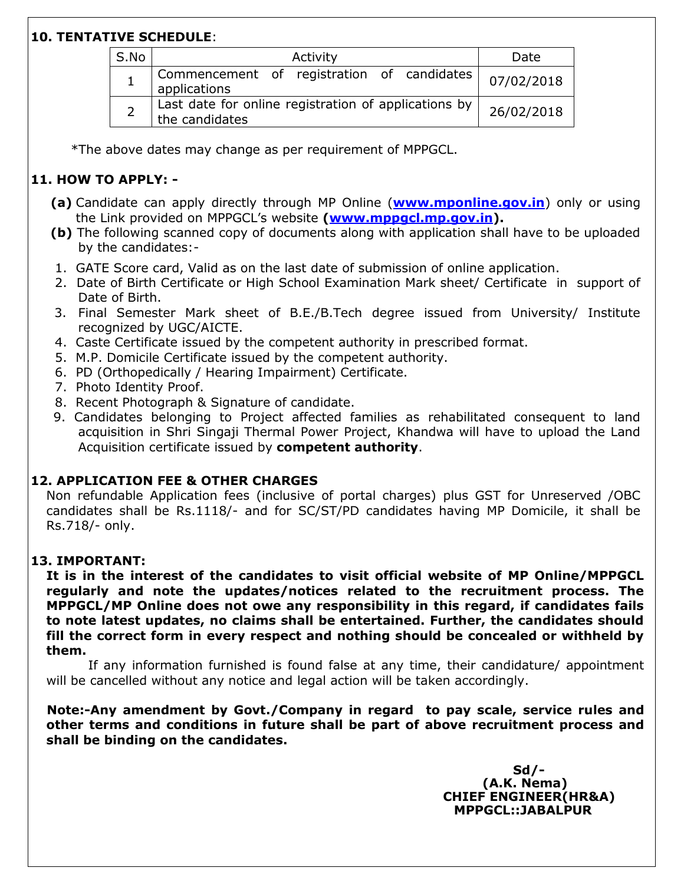## 10. TENTATIVE SCHEDULE:

| S.No | Activity | Date |
|---|---|---|
| 1 | Commencement of registration of candidates applications | 07/02/2018 |
| 2 | Last date for online registration of applications by the candidates | 26/02/2018 |

*The above dates may change as per requirement of MPPGCL.

## 11. HOW TO APPLY: -

**(a)** Candidate can apply directly through MP Online (**www.mponline.gov.in**) only or using the Link provided on MPPGCL's website **(www.mppgcl.mp.gov.in).**

**(b)** The following scanned copy of documents along with application shall have to be uploaded by the candidates:-

1. GATE Score card, Valid as on the last date of submission of online application.
2. Date of Birth Certificate or High School Examination Mark sheet/ Certificate in support of Date of Birth.
3. Final Semester Mark sheet of B.E./B.Tech degree issued from University/ Institute recognized by UGC/AICTE.
4. Caste Certificate issued by the competent authority in prescribed format.
5. M.P. Domicile Certificate issued by the competent authority.
6. PD (Orthopedically / Hearing Impairment) Certificate.
7. Photo Identity Proof.
8. Recent Photograph & Signature of candidate.
9. Candidates belonging to Project affected families as rehabilitated consequent to land acquisition in Shri Singaji Thermal Power Project, Khandwa will have to upload the Land Acquisition certificate issued by **competent authority**.

## 12. APPLICATION FEE & OTHER CHARGES

Non refundable Application fees (inclusive of portal charges) plus GST for Unreserved /OBC candidates shall be Rs.1118/- and for SC/ST/PD candidates having MP Domicile, it shall be Rs.718/- only.

## 13. IMPORTANT:

**It is in the interest of the candidates to visit official website of MP Online/MPPGCL regularly and note the updates/notices related to the recruitment process. The MPPGCL/MP Online does not owe any responsibility in this regard, if candidates fails to note latest updates, no claims shall be entertained. Further, the candidates should fill the correct form in every respect and nothing should be concealed or withheld by them.**

If any information furnished is found false at any time, their candidature/ appointment will be cancelled without any notice and legal action will be taken accordingly.

**Note:-Any amendment by Govt./Company in regard to pay scale, service rules and other terms and conditions in future shall be part of above recruitment process and shall be binding on the candidates.**

**Sd/-**
**(A.K. Nema)**
**CHIEF ENGINEER(HR&A)**
**MPPGCL::JABALPUR**